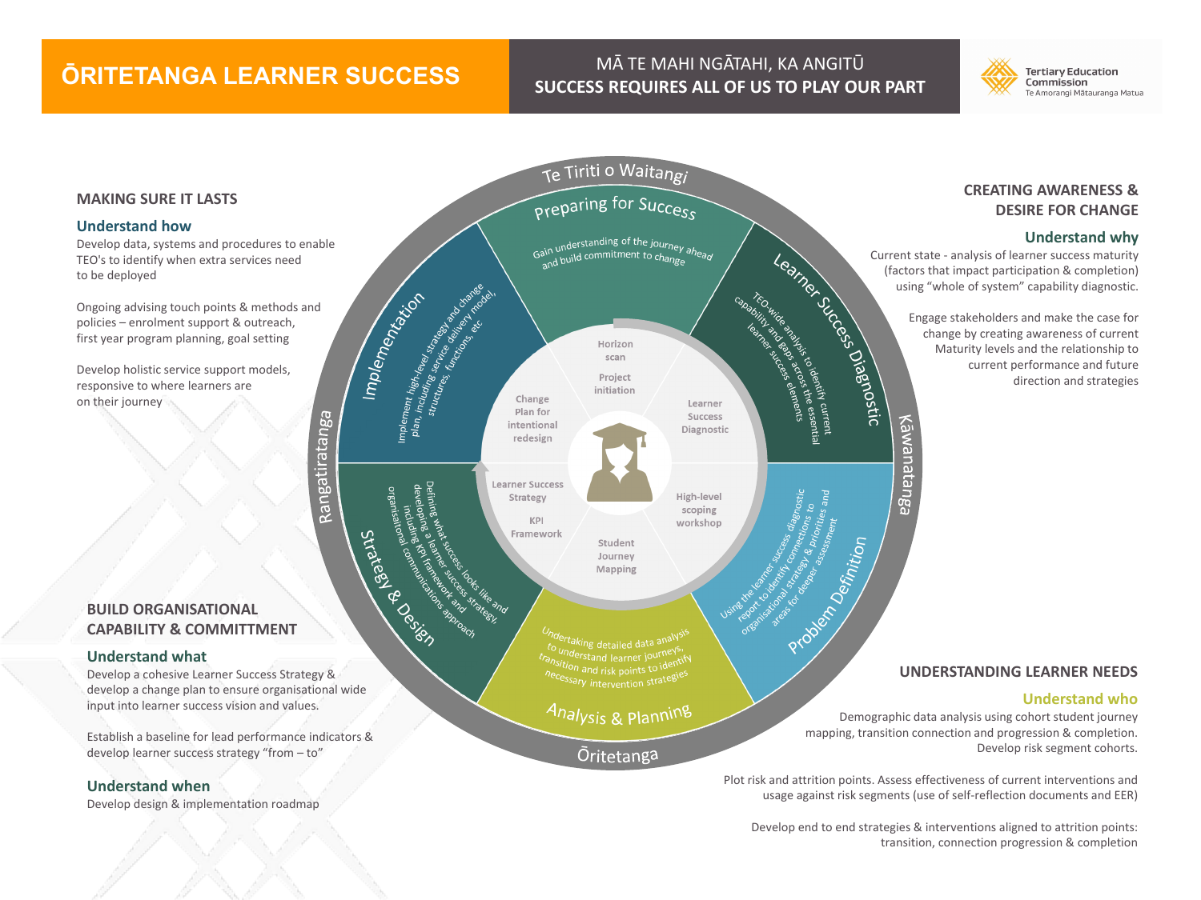# ŌRITETANGA LEARNER SUCCESS

**MĀ TE MAHI NGĀTAHI, KA ANGITŪ**
**SUCCESS REQUIRES ALL OF US TO PLAY OUR PART**

Tertiary Education Commission
Te Amorangi Mātauranga Matua

## MAKING SURE IT LASTS

### Understand how

Develop data, systems and procedures to enable TEO's to identify when extra services need to be deployed

Ongoing advising touch points & methods and policies – enrolment support & outreach, first year program planning, goal setting

Develop holistic service support models, responsive to where learners are on their journey

## CREATING AWARENESS & DESIRE FOR CHANGE

### Understand why

Current state - analysis of learner success maturity (factors that impact participation & completion) using "whole of system" capability diagnostic.

Engage stakeholders and make the case for change by creating awareness of current Maturity levels and the relationship to current performance and future direction and strategies

Te Tiriti o Waitangi

**Preparing for Success**
Gain understanding of the journey ahead and build commitment to change

**Learner Success Diagnostic**
TEO-wide analysis to identify current capability and gaps across the essential learner success elements

**Problem Definition**
Using the learner success diagnostic report to identify connections to organisational strategy & priorities and areas for deeper assessment

**Analysis & Planning**
Undertaking detailed data analysis to understand learner journeys, transition and risk points to identify necessary intervention strategies

**Strategy & Design**
Defining what success looks like and developing a learner success strategy, including KPI framework and organisational communications approach

**Implementation**
Implement high-level strategy and change plan, including service delivery model, structures, functions, etc

Horizon scan
Project initiation
Learner Success Diagnostic
High-level scoping workshop
Student Journey Mapping
Learner Success Strategy
KPI Framework
Change Plan for intentional redesign

Kāwanatanga
Ōritetanga
Rangatiratanga

## BUILD ORGANISATIONAL CAPABILITY & COMMITTMENT

### Understand what

Develop a cohesive Learner Success Strategy & develop a change plan to ensure organisational wide input into learner success vision and values.

Establish a baseline for lead performance indicators & develop learner success strategy "from – to"

### Understand when

Develop design & implementation roadmap

## UNDERSTANDING LEARNER NEEDS

### Understand who

Demographic data analysis using cohort student journey mapping, transition connection and progression & completion. Develop risk segment cohorts.

Plot risk and attrition points. Assess effectiveness of current interventions and usage against risk segments (use of self-reflection documents and EER)

Develop end to end strategies & interventions aligned to attrition points: transition, connection progression & completion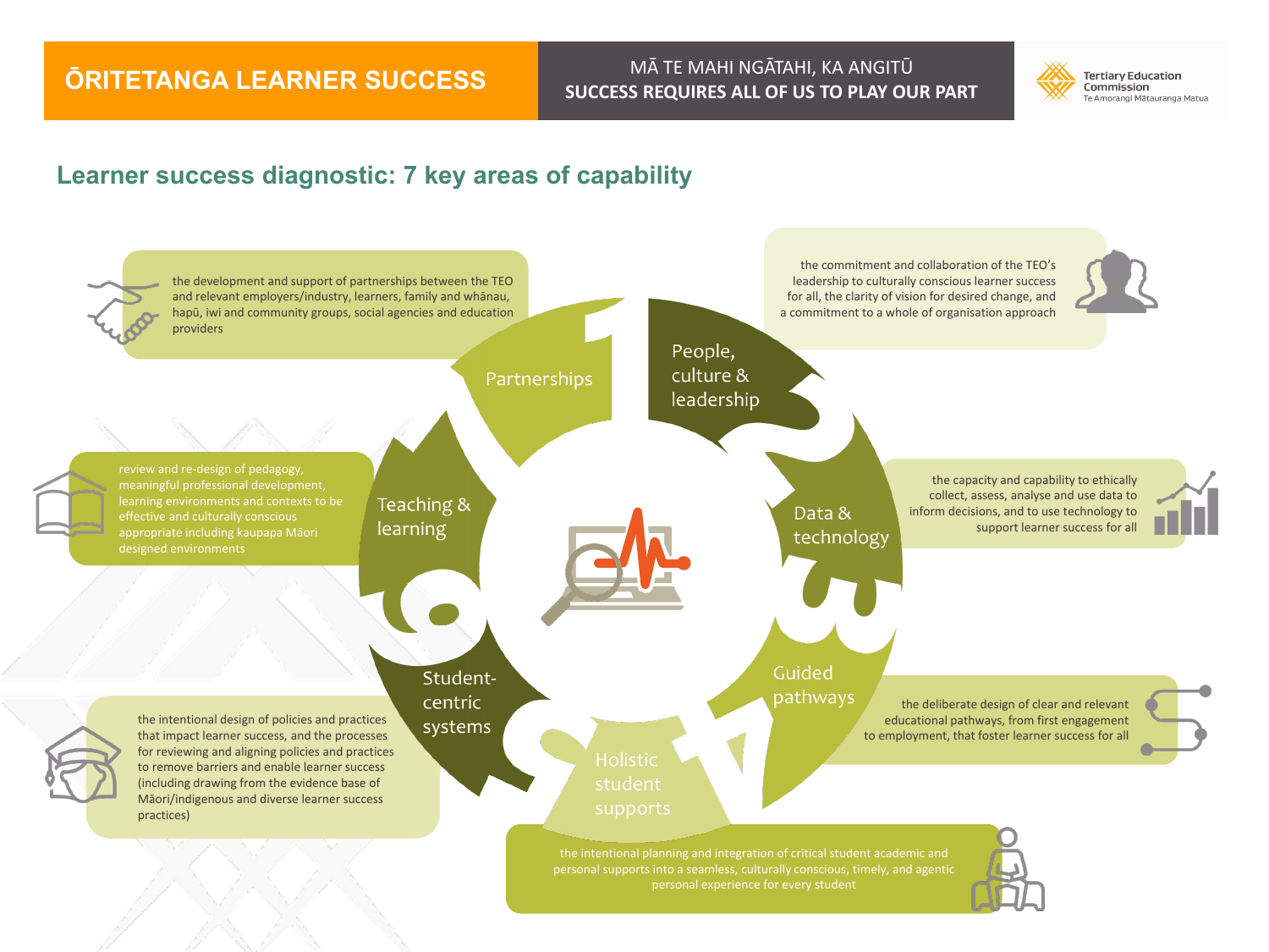# ŌRITETANGA LEARNER SUCCESS

MĀ TE MAHI NGĀTAHI, KA ANGITŪ
**SUCCESS REQUIRES ALL OF US TO PLAY OUR PART**

Tertiary Education Commission
Te Amorangi Mātauranga Matua

## Learner success diagnostic: 7 key areas of capability

**Partnerships**
the development and support of partnerships between the TEO and relevant employers/industry, learners, family and whānau, hapū, iwi and community groups, social agencies and education providers

**People, culture & leadership**
the commitment and collaboration of the TEO's leadership to culturally conscious learner success for all, the clarity of vision for desired change, and a commitment to a whole of organisation approach

**Data & technology**
the capacity and capability to ethically collect, assess, analyse and use data to inform decisions, and to use technology to support learner success for all

**Guided pathways**
the deliberate design of clear and relevant educational pathways, from first engagement to employment, that foster learner success for all

**Holistic student supports**
the intentional planning and integration of critical student academic and personal supports into a seamless, culturally conscious, timely, and agentic personal experience for every student

**Student-centric systems**
the intentional design of policies and practices that impact learner success, and the processes for reviewing and aligning policies and practices to remove barriers and enable learner success (including drawing from the evidence base of Māori/indigenous and diverse learner success practices)

**Teaching & learning**
review and re-design of pedagogy, meaningful professional development, learning environments and contexts to be effective and culturally conscious appropriate including kaupapa Māori designed environments